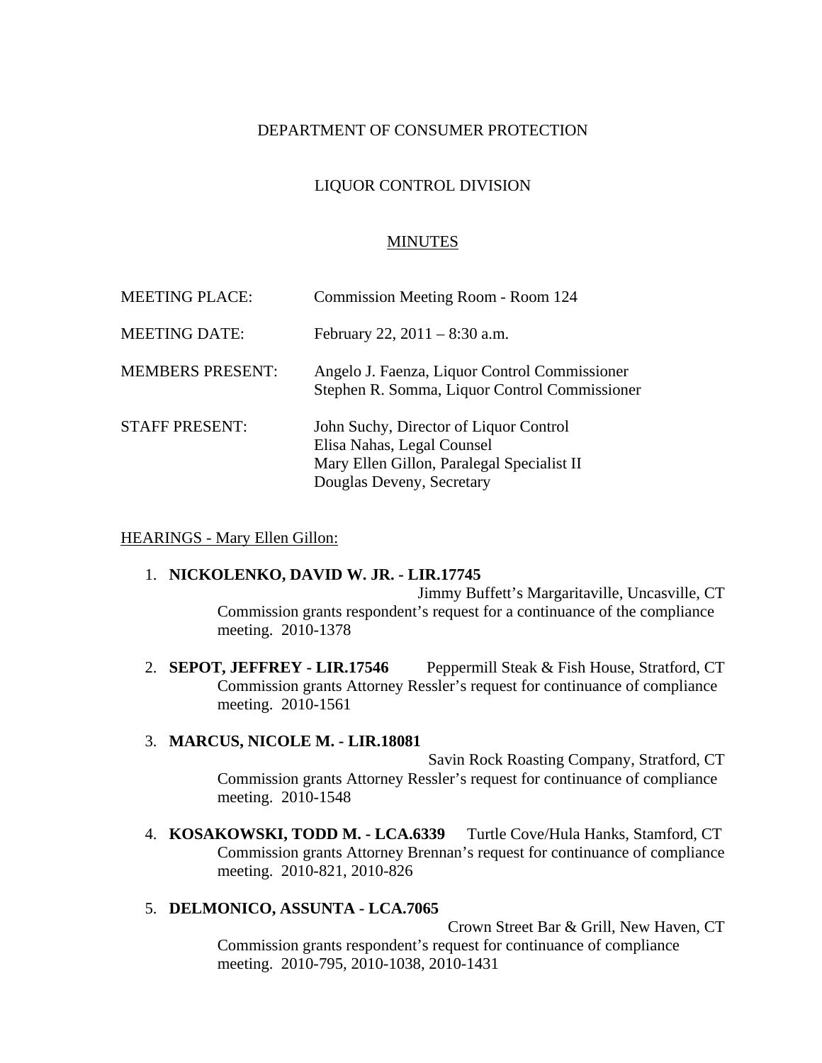DEPARTMENT OF CONSUMER PROTECTION

LIQUOR CONTROL DIVISION

<u>MINUTES</u>

| | |
|---|---|
| MEETING PLACE: | Commission Meeting Room - Room 124 |
| MEETING DATE: | February 22, 2011 – 8:30 a.m. |
| MEMBERS PRESENT: | Angelo J. Faenza, Liquor Control Commissioner<br>Stephen R. Somma, Liquor Control Commissioner |
| STAFF PRESENT: | John Suchy, Director of Liquor Control<br>Elisa Nahas, Legal Counsel<br>Mary Ellen Gillon, Paralegal Specialist II<br>Douglas Deveny, Secretary |

<u>HEARINGS - Mary Ellen Gillon:</u>

1. **NICKOLENKO, DAVID W. JR. - LIR.17745**
   Jimmy Buffett's Margaritaville, Uncasville, CT
   Commission grants respondent's request for a continuance of the compliance meeting. 2010-1378

2. **SEPOT, JEFFREY - LIR.17546** Peppermill Steak & Fish House, Stratford, CT
   Commission grants Attorney Ressler's request for continuance of compliance meeting. 2010-1561

3. **MARCUS, NICOLE M. - LIR.18081**
   Savin Rock Roasting Company, Stratford, CT
   Commission grants Attorney Ressler's request for continuance of compliance meeting. 2010-1548

4. **KOSAKOWSKI, TODD M. - LCA.6339** Turtle Cove/Hula Hanks, Stamford, CT
   Commission grants Attorney Brennan's request for continuance of compliance meeting. 2010-821, 2010-826

5. **DELMONICO, ASSUNTA - LCA.7065**
   Crown Street Bar & Grill, New Haven, CT
   Commission grants respondent's request for continuance of compliance meeting. 2010-795, 2010-1038, 2010-1431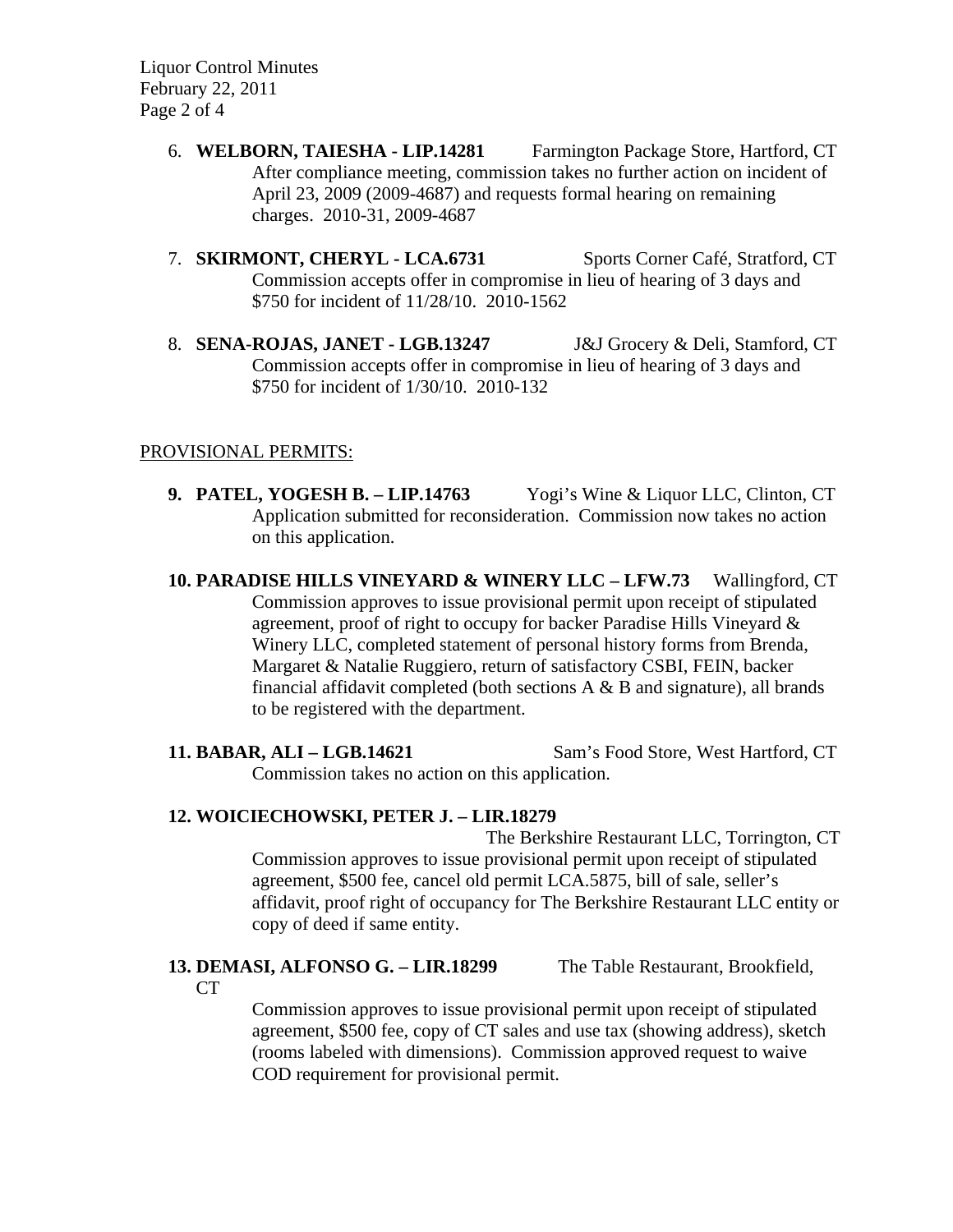6. **WELBORN, TAIESHA - LIP.14281** Farmington Package Store, Hartford, CT
   After compliance meeting, commission takes no further action on incident of April 23, 2009 (2009-4687) and requests formal hearing on remaining charges. 2010-31, 2009-4687

7. **SKIRMONT, CHERYL - LCA.6731** Sports Corner Café, Stratford, CT
   Commission accepts offer in compromise in lieu of hearing of 3 days and $750 for incident of 11/28/10. 2010-1562

8. **SENA-ROJAS, JANET - LGB.13247** J&J Grocery & Deli, Stamford, CT
   Commission accepts offer in compromise in lieu of hearing of 3 days and $750 for incident of 1/30/10. 2010-132

PROVISIONAL PERMITS:

**9. PATEL, YOGESH B. – LIP.14763** Yogi's Wine & Liquor LLC, Clinton, CT
Application submitted for reconsideration. Commission now takes no action on this application.

**10. PARADISE HILLS VINEYARD & WINERY LLC – LFW.73** Wallingford, CT
Commission approves to issue provisional permit upon receipt of stipulated agreement, proof of right to occupy for backer Paradise Hills Vineyard & Winery LLC, completed statement of personal history forms from Brenda, Margaret & Natalie Ruggiero, return of satisfactory CSBI, FEIN, backer financial affidavit completed (both sections A & B and signature), all brands to be registered with the department.

**11. BABAR, ALI – LGB.14621** Sam's Food Store, West Hartford, CT
Commission takes no action on this application.

**12. WOICIECHOWSKI, PETER J. – LIR.18279**
The Berkshire Restaurant LLC, Torrington, CT
Commission approves to issue provisional permit upon receipt of stipulated agreement, $500 fee, cancel old permit LCA.5875, bill of sale, seller's affidavit, proof right of occupancy for The Berkshire Restaurant LLC entity or copy of deed if same entity.

**13. DEMASI, ALFONSO G. – LIR.18299** The Table Restaurant, Brookfield, CT
Commission approves to issue provisional permit upon receipt of stipulated agreement, $500 fee, copy of CT sales and use tax (showing address), sketch (rooms labeled with dimensions). Commission approved request to waive COD requirement for provisional permit.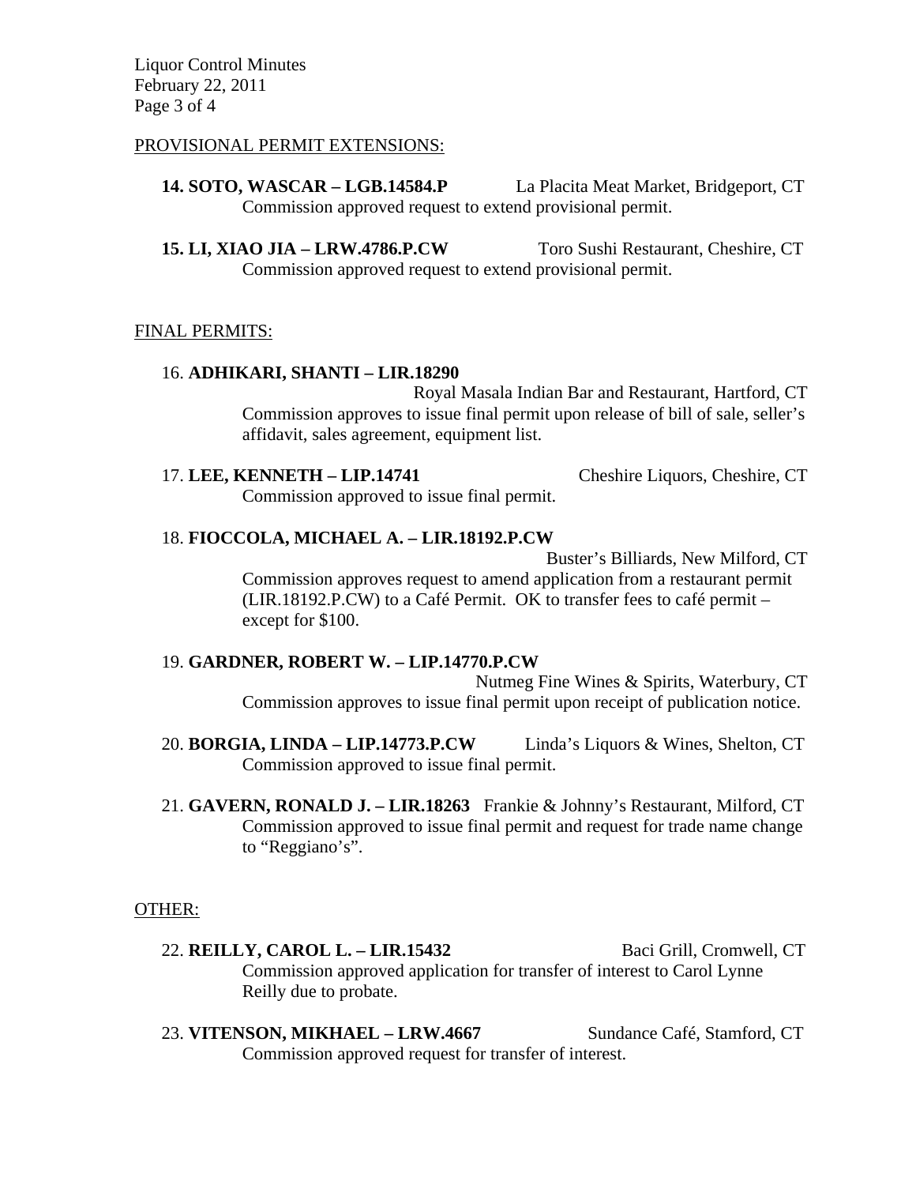PROVISIONAL PERMIT EXTENSIONS:

**14. SOTO, WASCAR – LGB.14584.P** La Placita Meat Market, Bridgeport, CT
Commission approved request to extend provisional permit.

**15. LI, XIAO JIA – LRW.4786.P.CW** Toro Sushi Restaurant, Cheshire, CT
Commission approved request to extend provisional permit.

FINAL PERMITS:

16. **ADHIKARI, SHANTI – LIR.18290**
Royal Masala Indian Bar and Restaurant, Hartford, CT
Commission approves to issue final permit upon release of bill of sale, seller's affidavit, sales agreement, equipment list.

17. **LEE, KENNETH – LIP.14741** Cheshire Liquors, Cheshire, CT
Commission approved to issue final permit.

18. **FIOCCOLA, MICHAEL A. – LIR.18192.P.CW**
Buster's Billiards, New Milford, CT
Commission approves request to amend application from a restaurant permit (LIR.18192.P.CW) to a Café Permit. OK to transfer fees to café permit – except for $100.

19. **GARDNER, ROBERT W. – LIP.14770.P.CW**
Nutmeg Fine Wines & Spirits, Waterbury, CT
Commission approves to issue final permit upon receipt of publication notice.

20. **BORGIA, LINDA – LIP.14773.P.CW** Linda's Liquors & Wines, Shelton, CT
Commission approved to issue final permit.

21. **GAVERN, RONALD J. – LIR.18263** Frankie & Johnny's Restaurant, Milford, CT
Commission approved to issue final permit and request for trade name change to "Reggiano's".

OTHER:

22. **REILLY, CAROL L. – LIR.15432** Baci Grill, Cromwell, CT
Commission approved application for transfer of interest to Carol Lynne Reilly due to probate.

23. **VITENSON, MIKHAEL – LRW.4667** Sundance Café, Stamford, CT
Commission approved request for transfer of interest.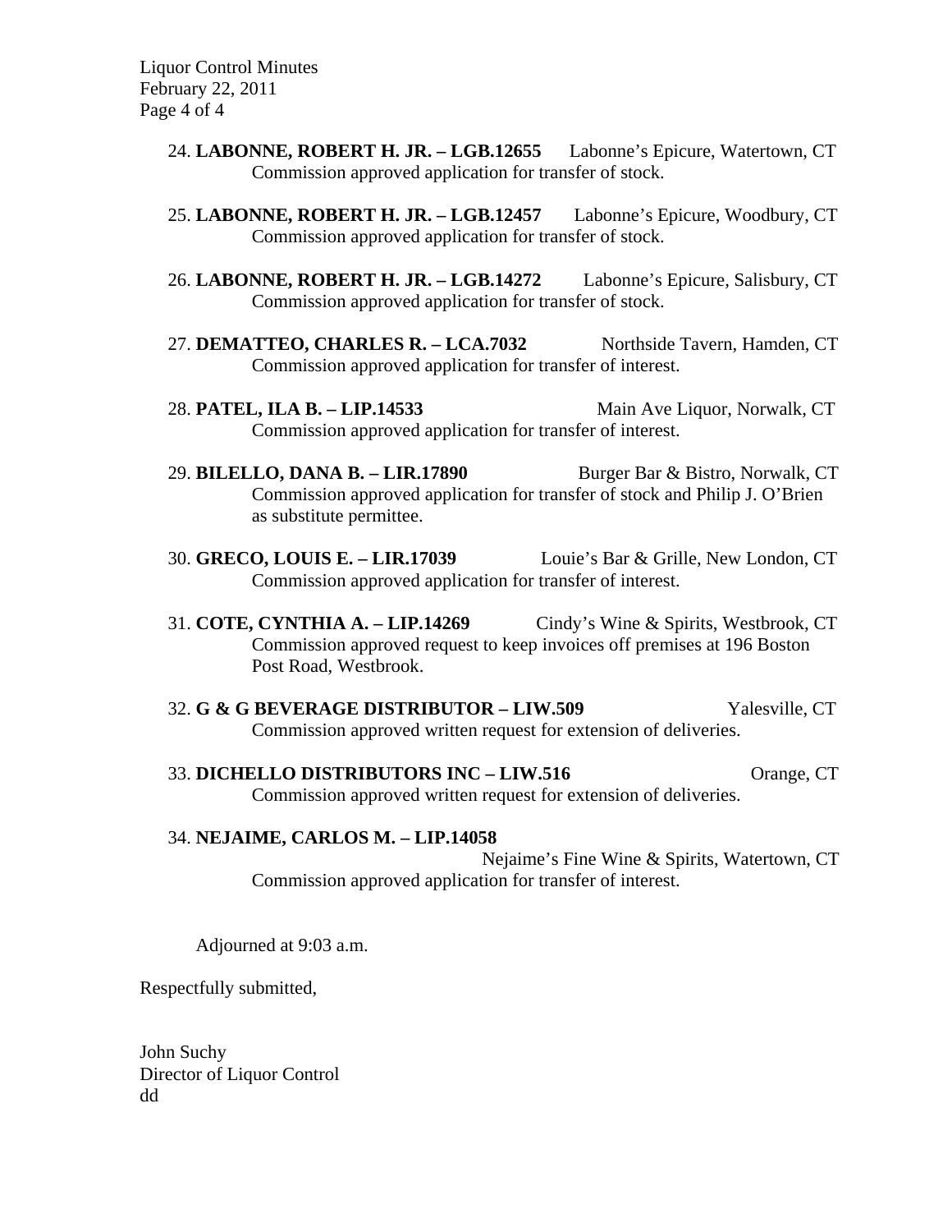24. **LABONNE, ROBERT H. JR. – LGB.12655** Labonne's Epicure, Watertown, CT
Commission approved application for transfer of stock.

25. **LABONNE, ROBERT H. JR. – LGB.12457** Labonne's Epicure, Woodbury, CT
Commission approved application for transfer of stock.

26. **LABONNE, ROBERT H. JR. – LGB.14272** Labonne's Epicure, Salisbury, CT
Commission approved application for transfer of stock.

27. **DEMATTEO, CHARLES R. – LCA.7032** Northside Tavern, Hamden, CT
Commission approved application for transfer of interest.

28. **PATEL, ILA B. – LIP.14533** Main Ave Liquor, Norwalk, CT
Commission approved application for transfer of interest.

29. **BILELLO, DANA B. – LIR.17890** Burger Bar & Bistro, Norwalk, CT
Commission approved application for transfer of stock and Philip J. O'Brien as substitute permittee.

30. **GRECO, LOUIS E. – LIR.17039** Louie's Bar & Grille, New London, CT
Commission approved application for transfer of interest.

31. **COTE, CYNTHIA A. – LIP.14269** Cindy's Wine & Spirits, Westbrook, CT
Commission approved request to keep invoices off premises at 196 Boston Post Road, Westbrook.

32. **G & G BEVERAGE DISTRIBUTOR – LIW.509** Yalesville, CT
Commission approved written request for extension of deliveries.

33. **DICHELLO DISTRIBUTORS INC – LIW.516** Orange, CT
Commission approved written request for extension of deliveries.

34. **NEJAIME, CARLOS M. – LIP.14058**
Nejaime's Fine Wine & Spirits, Watertown, CT
Commission approved application for transfer of interest.

Adjourned at 9:03 a.m.

Respectfully submitted,

John Suchy
Director of Liquor Control
dd